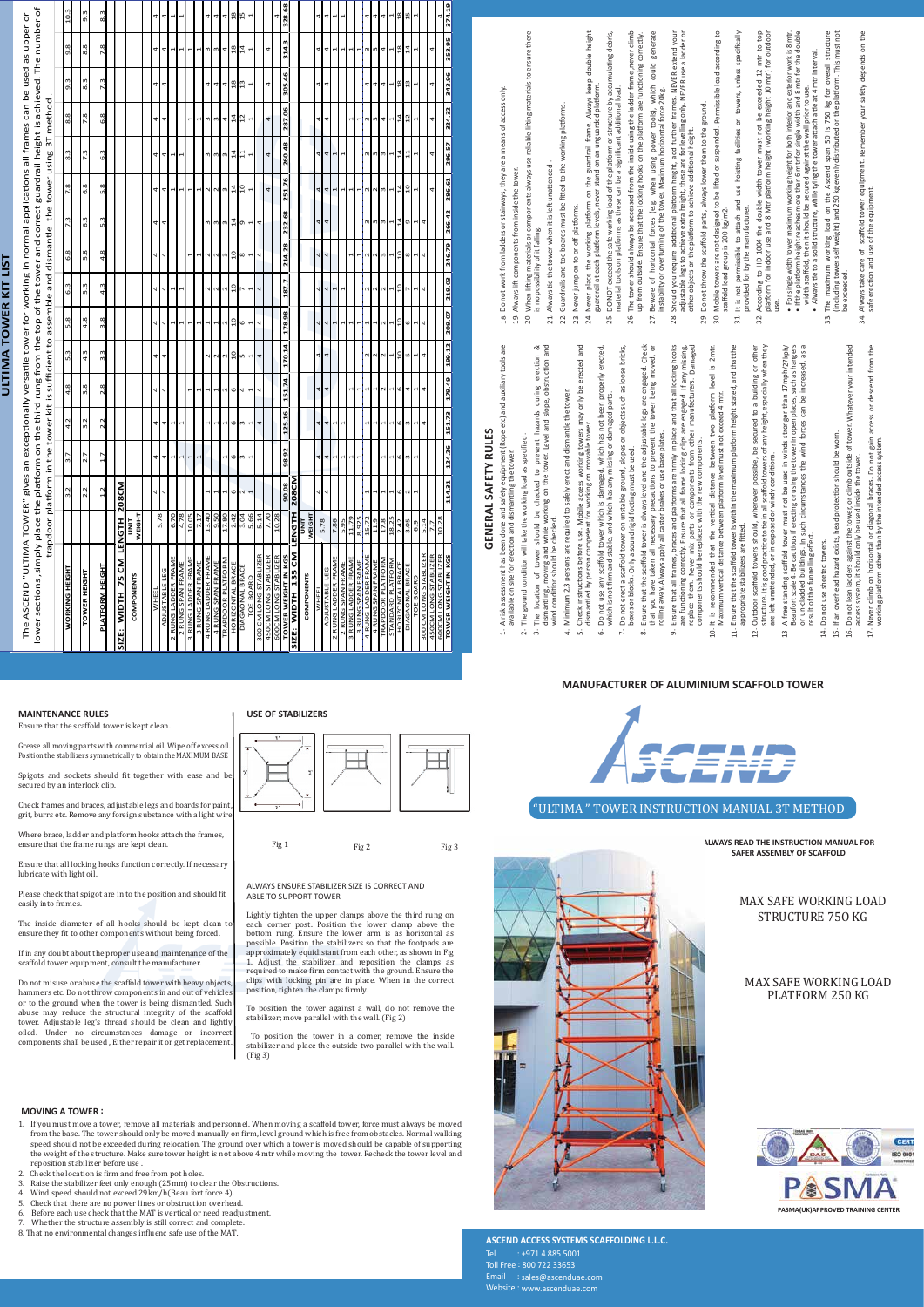# ULTIMA TOWER KIT LIST

The ASCEND "ULTIMA TOWER" gives an exceptionally versatile tower for working in normal applications all frames can be used as upper or lower sections, simply place the platform on the third rung from the top of the tower and correct guardrail height is achieved. The number of trapdoor platform in the tower kit is sufficient to assemble and dismantle the tower using 3T method.

| WORKING HEIGHT | | 3.2 | 3.7 | 4.2 | 4.8 | 5.3 | 5.8 | 6.3 | 6.8 | 7.3 | 7.8 | 8.3 | 8.8 | 9.3 | 9.8 | 10.3 |
|---|---|---|---|---|---|---|---|---|---|---|---|---|---|---|---|---|
| TOWER HEIGHT | | 2.2 | 2.7 | 3.2 | 3.8 | 4.3 | 4.8 | 5.3 | 5.8 | 6.3 | 6.8 | 7.3 | 7.8 | 8.3 | 8.8 | 9.3 |
| PLATFORM HEIGHT | | 1.2 | 1.7 | 2.2 | 2.8 | 3.3 | 3.8 | 4.3 | 4.8 | 5.3 | 5.8 | 6.3 | 6.8 | 7.3 | 7.8 | 8.3 |
| **SIZE: WIDTH 75 CM LENGTH 208CM** | | | | | | | | | | | | | | | | |
| **COMPONENTS** | **UNIT WEIGHT** | | | | | | | | | | | | | | | |
| WHEEL | | 4 | 4 | 4 | 4 | 4 | 4 | 4 | 4 | 4 | 4 | 4 | 4 | 4 | 4 | 4 |
| ADJUSTABLE LEG | 5.78 | 4 | 4 | 4 | 4 | 4 | 4 | 4 | 4 | 4 | 4 | 4 | 4 | 4 | 4 | 4 |
| 2 RUNG LADDER FRAME | 6.70 | | 1 | | | | 1 | | | | 1 | | | | 1 | |
| 2 RUNG SPAN FRAME | 6.78 | | 1 | | | | 1 | | | | 1 | | | | 1 | |
| 3 RUNG LADDER FRAME | 10.05 | | | 1 | | | | 1 | | | | 1 | | | | 1 |
| 3 RUNG SPAN FRAME | 7.17 | 1 | | 1 | | 1 | | 1 | | 1 | | 1 | | 1 | | 1 |
| 4 RUNG LADDER FRAME | 13.40 | 1 | 1 | 1 | 1 | 1 | 1 | 1 | 2 | 2 | 2 | 2 | 3 | 3 | 3 | 3 |
| 4 RUNG SPAN FRAME | 9.50 | | | | 1 | 1 | 1 | 1 | 2 | 2 | 2 | 2 | 3 | 3 | 3 | 3 |
| TRAPDOOR PLATFORM | 17.80 | 1 | 1 | 1 | 2 | 2 | 2 | 2 | 3 | 3 | 3 | 3 | 4 | 4 | 4 | 4 |
| HORIZONTAL BRACE | 2.42 | 4 | 4 | 6 | 6 | 6 | 10 | 10 | 10 | 10 | 14 | 14 | 14 | 14 | 18 | 18 |
| DIAGONAL BRACE | 3.04 | 2 | 3 | 3 | 4 | 5 | 6 | 7 | 8 | 9 | 10 | 11 | 12 | 13 | 14 | 15 |
| TOE BOARD | 5.66 | 1 | 1 | 1 | 1 | 1 | 1 | 1 | 1 | 1 | 1 | 1 | 1 | 1 | 1 | 1 |
| 300 CM LONG STABILIZER | 5.14 | | | 4 | 4 | 4 | 4 | 4 | | | | | | | | |
| 450CM LONG STABILIZER | 7.70 | | | | | | | | 4 | 4 | 4 | 4 | | | | |
| 600CM LONG STABILIZER | 10.28 | | | | | | | | | | | | 4 | 4 | 4 | 4 |
| **TOWER WEIGHT IN KGS** | | 90.08 | 98.92 | 125.16 | 151.74 | 170.14 | 178.98 | 187.7 | 214.28 | 232.68 | 251.76 | 260.48 | 287.06 | 305.46 | 314.3 | 328.68 |
| **SIZE: WIDTH 135 CM LENGTH 208CM** | | | | | | | | | | | | | | | | |
| **COMPONENTS** | **UNIT WEIGHT** | | | | | | | | | | | | | | | |
| WHEEL | | 4 | 4 | 4 | 4 | 4 | 4 | 4 | 4 | 4 | 4 | 4 | 4 | 4 | 4 | 4 |
| ADJUSTABLE LEG | 5.78 | 4 | 4 | 4 | 4 | 4 | 4 | 4 | 4 | 4 | 4 | 4 | 4 | 4 | 4 | 4 |
| 2 RUNG LADDER FRAME | 7.86 | | 1 | | | | 1 | | | | 1 | | | | 1 | |
| 2 RUNG SPAN FRAME | 5.95 | | 1 | | | | 1 | | | | 1 | | | | 1 | |
| 3 RUNG LADDER FRAME | 11.79 | | | 1 | | | | 1 | | | | 1 | | | | 1 |
| 3 RUNG SPAN FRAME | 8.925 | 1 | | 1 | | 1 | | 1 | | 1 | | 1 | | 1 | | 1 |
| 4 RUNG LADDER FRAME | 15.72 | 1 | 1 | 1 | 1 | 1 | 1 | 1 | 2 | 2 | 2 | 2 | 3 | 3 | 3 | 3 |
| 4 RUNG SPAN FRAME | 11.9 | | | | 1 | 1 | 1 | 1 | 2 | 2 | 2 | 2 | 3 | 3 | 3 | 3 |
| TRAPDOOR PLATFORM | 17.8 | 1 | 1 | 1 | 2 | 2 | 2 | 2 | 3 | 3 | 3 | 3 | 4 | 4 | 4 | 4 |
| STANDARD PLATFORM | 18.25 | 1 | 1 | 1 | 1 | 1 | 1 | 1 | 1 | 1 | 1 | 1 | 1 | 1 | 1 | 1 |
| HORIZONTAL BRACE | 2.42 | 4 | 4 | 6 | 6 | 6 | 10 | 10 | 10 | 10 | 14 | 14 | 14 | 14 | 18 | 18 |
| DIAGONAL BRACE | 3.05 | 2 | 3 | 3 | 4 | 5 | 6 | 7 | 8 | 9 | 10 | 11 | 12 | 13 | 14 | 15 |
| TOE BOARD | 6.9 | 1 | 1 | 1 | 1 | 1 | 1 | 1 | 1 | 1 | 1 | 1 | 1 | 1 | 1 | 1 |
| 300 CM LONG STABILIZER | 5.14 | | | 4 | 4 | 4 | 4 | 4 | | | | | | | | |
| 450CM LONG STABILIZER | 7.7 | | | | | | | | 4 | 4 | 4 | 4 | | | | |
| 600CM LONG STABILIZER | 10.28 | | | | | | | | | | | | 4 | 4 | 4 | 4 |
| **TOWER WEIGHT IN KGS** | | 114.31 | 124.26 | 151.73 | 179.49 | 199.12 | 209.07 | 219.03 | 246.79 | 266.42 | 286.61 | 296.57 | 324.32 | 343.96 | 353.95 | 374.19 |

## GENERAL SAFETY RULES

1. A risk assessment has been done and safety equipment (Rope etc) and auxiliary tools are available on site for erection and dismantling the tower.
2. The ground condition will take the working load as specified.
3. The location of tower should be checked to prevent hazards during erection & dismantling, moving and while working on the tower. Level and slope, obstruction and wind condition should be checked.
4. Minimum 2,3 persons are required to safely erect and dismantle the tower.
5. Check instructions before use. Mobile access working towers may only be erected and dismantled by person competent for working on movable tower.
6. Do not use any scaffold tower which is damaged, which has not been properly erected, which is not firm and stable, and which has any missing or damaged parts.
7. Do not erect scaffold tower on unstable ground, slopes or objects such as loose bricks, boxes or blocks. Only a sound rigid footing must be used.
8. Ensure that the scaffold tower is always level and the adjustable legs are engaged. Check that you have taken all necessary precautions to prevent the tower being moved, or rolling away. Always apply all castor brakes or use base plates.
9. Ensure that all frames, braces and platforms are firmly in place and that all locking hooks are functioning correctly. Ensure that all frame locking clips are engaged. If any missing, replace them. Never mix parts or components from other manufacturers. Damaged components should be replaced with the new components.
10. It is recommended that the vertical distance between two platform level is 2mtr. Maximum vertical distance between platform level must not exceed 4 mtr.
11. Ensure that the scaffold tower is within the maximum platform height stated, and that the appropriate stabilizers are fitted.
12. Outdoor scaffold towers should, whenever possible, be secured to a building or other structure. It is good practice to tie in all scaffold towers of any height, especially when they are left unattended, or in exposed or windy conditions.
13. A free standing scaffold tower must not be used in winds stronger than 17mph/27kph/ Beaufort scale 4. Be cautious if erecting or using the tower in open places, such as hangers or unclad buildings. In such circumstances the wind forces can be increased, as a result of the funnelling effect.
14. Do not use sheeted towers.
15. If an overhead hazard exists, head protection should be worn.
16. Do not lean ladders against the tower, or climb outside of tower. Whatever your intended access system, it should only be used inside the tower.
17. Never climb on horizontal or diagonal braces. Do not gain access or descend from the working platform other than by the intended access system.
18. Do not work from ladders or stairways, they are a means of access only.
19. Always lift components from inside the tower.
20. When lifting materials or components always use reliable lifting materials to ensure there is no possibility of it falling.
21. Always tie the tower when it is left unattended.
22. Guardrails and toe boards must be fitted to the working platforms.
23. Never jump on to or off platforms.
24. Never place the working platform on the guardrail frame. Always keep double height guardrail at each platform levels, never stand on the guardrail frame.
25. DO NOT exceed the safe working load of the platform or structure by accumulating debris, material tools on platforms as these can be a significant additional load.
26. The tower should always be accessed from the inside using the ladder frame, never climb up from outside. Ensure that the locking hooks on the platform are functioning correctly.
27. Beware of horizontal forces (e.g. when using power tools), which could generate instability or overturning of the tower. Maximum horizontal force 20kg.
28. Should you require additional platform height, add further frames. NEVER extend your adjustable leg to achieve extra height, these are for levelling only. NEVER use a ladder or other objects on the platform to achieve additional height.
29. Do not throw the scaffold parts, always lower them to the ground.
30. Mobile towers are not designed to be lifted or suspended. Permissible load according to scaffold load group is 200 kg/m2.
31. It is not permissible to attach and use hoisting facilities on towers, unless specifically provided for by the manufacturer.
32. According to HD 1004 the double width tower must not be exceeded 12 mtr to top platform for indoor use and 8 Mtr platform (working height 10 mtr) for outdoor use.
    - For single width tower maximum working height for both interior and exterior work is 8 mtr.
    - If the platform height reaches more than 6 mtr for single width and 8 mtr for the double width scaffold, then it should be secured against the wall prior to use.
    - Always tie to a solid structure, while tying the tower attach a tie at 4 mtr interval.
33. The maximum working load on the Ascend span 50 is 750 kg for overall structure (including tower self weight) and 250 kg evenly distributed on the platform. This must not be exceeded.
34. Always take care of scaffold tower equipment. Remember your safety depends on the safe erection and use of the equipment.

## MAINTENANCE RULES

Ensure that the scaffold tower is kept clean.

Grease all moving parts with commercial oil. Wipe off excess oil. Position the stabilizers symmetrically to obtain the MAXIMUM BASE

Spigots and sockets should fit together with ease and be secured by an interlock clip.

Check frames and braces, adjustable legs and boards for paint, grit, burrs etc. Remove any foreign substance with a light wire

Where brace, ladder and platform hooks attach the frames, ensure that the frame rungs are kept clean.

Ensure that all locking hooks function correctly. If necessary lubricate with light oil.

Please check that spigot are in to the position and should fit easily into frames.

The inside diameter of all hooks should be kept clean to ensure they fit to other components without being forced.

If in any doubt about the proper use and maintenance of the scaffold tower equipment, consult the manufacturer.

Do not misuse or abuse the scaffold tower with heavy objects, hammers etc. Do not throw components in and out of vehicles or to the ground when the tower is being dismantled. Such abuse may reduce the structural integrity of the scaffold tower. Adjustable leg's thread should be clean and lightly oiled. Under no circumstances damage or incorrect components shall be used, Either repair it or get replacement.

## USE OF STABILIZERS

Fig 1 Fig 2 Fig 3

ALWAYS ENSURE STABILIZER SIZE IS CORRECT AND ABLE TO SUPPORT TOWER

Lightly tighten the upper clamps above the third rung on each corner post. Position the lower clamp above the bottom rung. Ensure the lower arm is as horizontal as possible. Position the stabilizers so that the footpads are approximately equidistant from each other, as shown in Fig 1. Adjust the stabilizer and reposition the clamps as required to make firm contact with the ground. Ensure the clips with locking pin are in place. When in the correct position, tighten the clamps firmly.

To position the tower against a wall, do not remove the stabilizer; move parallel with the wall. (Fig 2)

To position the tower in a corner, remove the inside stabilizer and place the outside two parallel with the wall. (Fig 3)

## MOVING A TOWER :

1. If you must move a tower, remove all materials and personnel. When moving a scaffold tower, force must always be moved from the base. The tower should only be moved manually on firm, level ground which is free from obstacles. Normal walking speed should not be exceeded during relocation. The ground over which a tower is moved should be capable of supporting the weight of the structure. Make sure tower height is not above 4 mtr while moving the tower. Recheck the tower level and reposition stabilizer before use .
2. Check the location is firm and free from pot holes.
3. Raise the stabilizer feet only enough (25mm) to clear the Obstructions.
4. Wind speed should not exceed 29kmh/Beau fort force 4).
5. Check that there are no power lines or obstruction overhead.
6. Before each use check that the MAT is vertical or need readjustment.
7. Whether the structure assembly is still correct and complete.
8. That no environmental changes influenc safe use of the MAT.

## MANUFACTURER OF ALUMINIUM SCAFFOLD TOWER

ASCEND

# "ULTIMA " TOWER INSTRUCTION MANUAL 3T METHOD

**ALWAYS READ THE INSTRUCTION MANUAL FOR SAFER ASSEMBLY OF SCAFFOLD**

MAX SAFE WORKING LOAD STRUCTURE 750 KG

MAX SAFE WORKING LOAD PLATFORM 250 KG

CERT ISO 9001 REGISTERED

PASMA

PASMA(UK)APPROVED TRAINING CENTER

**ASCEND ACCESS SYSTEMS SCAFFOLDING L.L.C.**

Tel : +971 4 885 5001
Toll Free : 800 722 33653
Email : sales@ascenduae.com
Website : www.ascenduae.com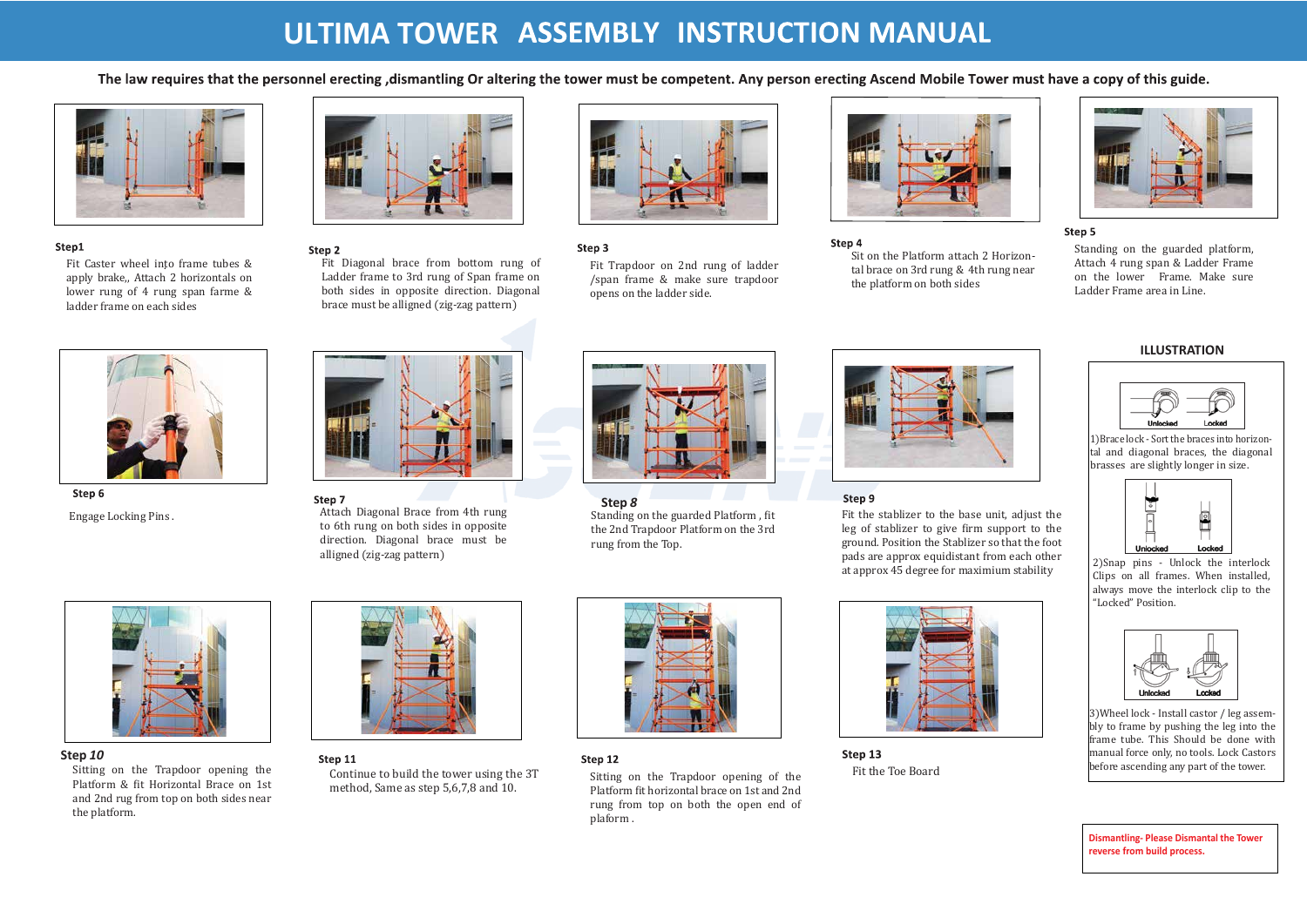# ULTIMA TOWER ASSEMBLY INSTRUCTION MANUAL

**The law requires that the personnel erecting ,dismantling Or altering the tower must be competent. Any person erecting Ascend Mobile Tower must have a copy of this guide.**

**Step1**

Fit Caster wheel into frame tubes & apply brake,, Attach 2 horizontals on lower rung of 4 rung span farme & ladder frame on each sides

**Step 2**

Fit Diagonal brace from bottom rung of Ladder frame to 3rd rung of Span frame on both sides in opposite direction. Diagonal brace must be alligned (zig-zag pattern)

**Step 3**

Fit Trapdoor on 2nd rung of ladder /span frame & make sure trapdoor opens on the ladder side.

**Step 4**

Sit on the Platform attach 2 Horizontal brace on 3rd rung & 4th rung near the platform on both sides

**Step 5**

Standing on the guarded platform, Attach 4 rung span & Ladder Frame on the lower Frame. Make sure Ladder Frame area in Line.

**Step 6**

Engage Locking Pins .

**Step 7**

Attach Diagonal Brace from 4th rung to 6th rung on both sides in opposite direction. Diagonal brace must be alligned (zig-zag pattern)

**Step *8***

Standing on the guarded Platform , fit the 2nd Trapdoor Platform on the 3rd rung from the Top.

**Step 9**

Fit the stablizer to the base unit, adjust the leg of stablizer to give firm support to the ground. Position the Stablizer so that the foot pads are approx equidistant from each other at approx 45 degree for maximium stability

**Step *10***

Sitting on the Trapdoor opening the Platform & fit Horizontal Brace on 1st and 2nd rug from top on both sides near the platform.

**Step 11**

Continue to build the tower using the 3T method, Same as step 5,6,7,8 and 10.

**Step 12**

Sitting on the Trapdoor opening of the Platform fit horizontal brace on 1st and 2nd rung from top on both the open end of plaform .

**Step 13**

Fit the Toe Board

## ILLUSTRATION

Unlocked Locked

1)Brace lock - Sort the braces into horizontal and diagonal braces, the diagonal brasses are slightly longer in size.

Unlocked Locked

2)Snap pins - Unlock the interlock Clips on all frames. When installed, always move the interlock clip to the "Locked" Position.

Unlocked Locked

3)Wheel lock - Install castor / leg assembly to frame by pushing the leg into the frame tube. This Should be done with manual force only, no tools. Lock Castors before ascending any part of the tower.

**Dismantling- Please Dismantal the Tower reverse from build process.**